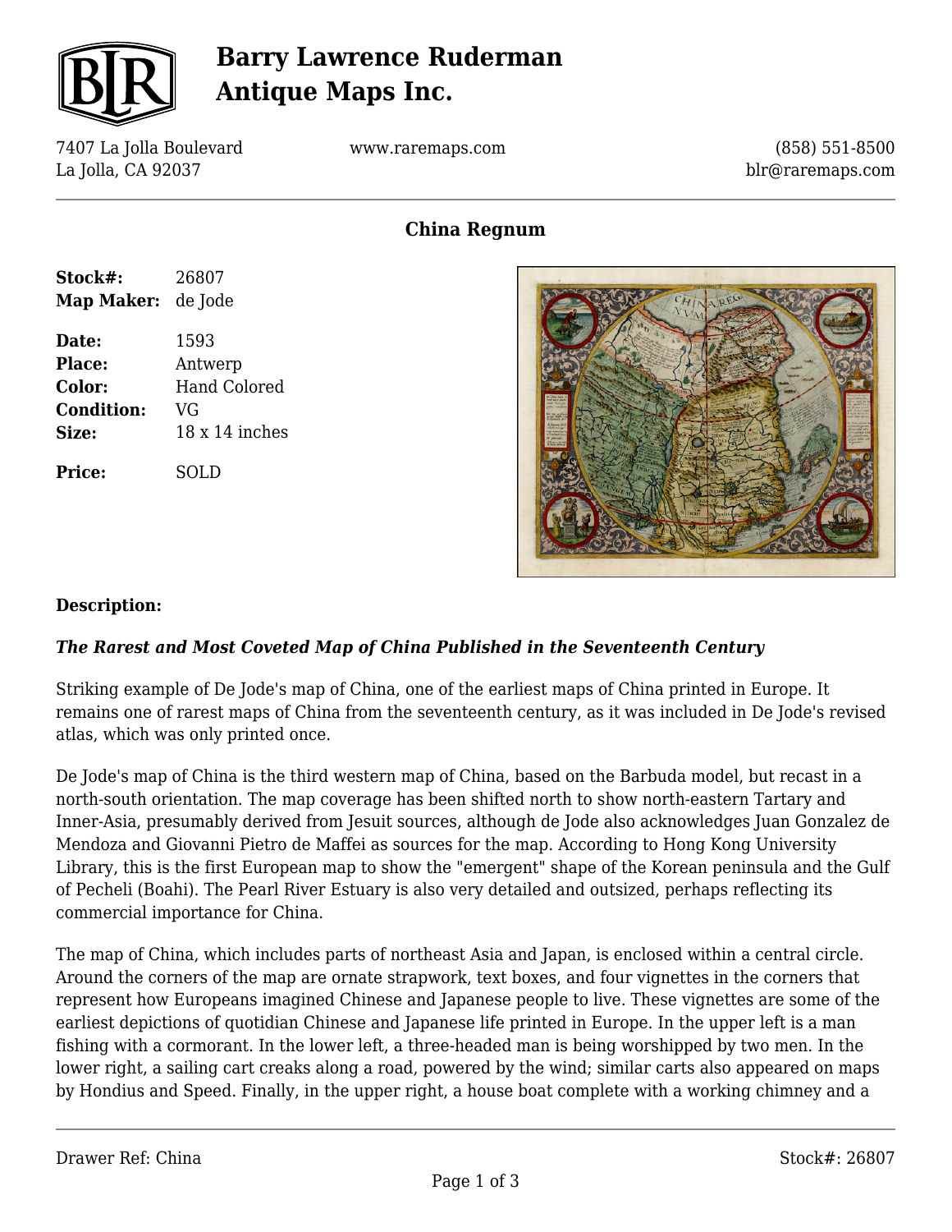# Barry Lawrence Ruderman Antique Maps Inc.

7407 La Jolla Boulevard
La Jolla, CA 92037

www.raremaps.com

(858) 551-8500
blr@raremaps.com

## China Regnum

| | |
|---|---|
| **Stock#:** | 26807 |
| **Map Maker:** | de Jode |
| **Date:** | 1593 |
| **Place:** | Antwerp |
| **Color:** | Hand Colored |
| **Condition:** | VG |
| **Size:** | 18 x 14 inches |
| **Price:** | SOLD |

### Description:

***The Rarest and Most Coveted Map of China Published in the Seventeenth Century***

Striking example of De Jode's map of China, one of the earliest maps of China printed in Europe. It remains one of rarest maps of China from the seventeenth century, as it was included in De Jode's revised atlas, which was only printed once.

De Jode's map of China is the third western map of China, based on the Barbuda model, but recast in a north-south orientation. The map coverage has been shifted north to show north-eastern Tartary and Inner-Asia, presumably derived from Jesuit sources, although de Jode also acknowledges Juan Gonzalez de Mendoza and Giovanni Pietro de Maffei as sources for the map. According to Hong Kong University Library, this is the first European map to show the "emergent" shape of the Korean peninsula and the Gulf of Pecheli (Boahi). The Pearl River Estuary is also very detailed and outsized, perhaps reflecting its commercial importance for China.

The map of China, which includes parts of northeast Asia and Japan, is enclosed within a central circle. Around the corners of the map are ornate strapwork, text boxes, and four vignettes in the corners that represent how Europeans imagined Chinese and Japanese people to live. These vignettes are some of the earliest depictions of quotidian Chinese and Japanese life printed in Europe. In the upper left is a man fishing with a cormorant. In the lower left, a three-headed man is being worshipped by two men. In the lower right, a sailing cart creaks along a road, powered by the wind; similar carts also appeared on maps by Hondius and Speed. Finally, in the upper right, a house boat complete with a working chimney and a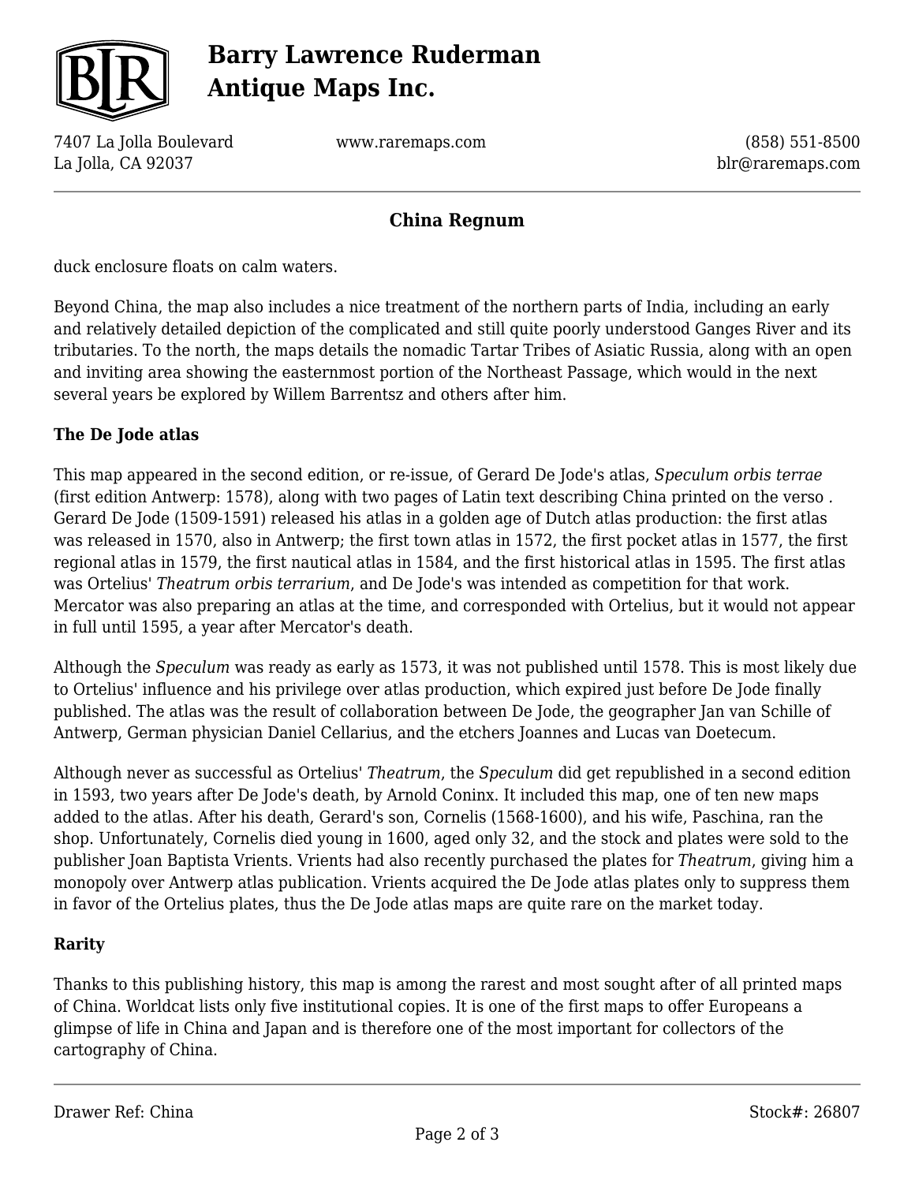duck enclosure floats on calm waters.

Beyond China, the map also includes a nice treatment of the northern parts of India, including an early and relatively detailed depiction of the complicated and still quite poorly understood Ganges River and its tributaries. To the north, the maps details the nomadic Tartar Tribes of Asiatic Russia, along with an open and inviting area showing the easternmost portion of the Northeast Passage, which would in the next several years be explored by Willem Barrentsz and others after him.

**The De Jode atlas**

This map appeared in the second edition, or re-issue, of Gerard De Jode's atlas, *Speculum orbis terrae* (first edition Antwerp: 1578), along with two pages of Latin text describing China printed on the verso . Gerard De Jode (1509-1591) released his atlas in a golden age of Dutch atlas production: the first atlas was released in 1570, also in Antwerp; the first town atlas in 1572, the first pocket atlas in 1577, the first regional atlas in 1579, the first nautical atlas in 1584, and the first historical atlas in 1595. The first atlas was Ortelius' *Theatrum orbis terrarium*, and De Jode's was intended as competition for that work. Mercator was also preparing an atlas at the time, and corresponded with Ortelius, but it would not appear in full until 1595, a year after Mercator's death.

Although the *Speculum* was ready as early as 1573, it was not published until 1578. This is most likely due to Ortelius' influence and his privilege over atlas production, which expired just before De Jode finally published. The atlas was the result of collaboration between De Jode, the geographer Jan van Schille of Antwerp, German physician Daniel Cellarius, and the etchers Joannes and Lucas van Doetecum.

Although never as successful as Ortelius' *Theatrum*, the *Speculum* did get republished in a second edition in 1593, two years after De Jode's death, by Arnold Coninx. It included this map, one of ten new maps added to the atlas. After his death, Gerard's son, Cornelis (1568-1600), and his wife, Paschina, ran the shop. Unfortunately, Cornelis died young in 1600, aged only 32, and the stock and plates were sold to the publisher Joan Baptista Vrients. Vrients had also recently purchased the plates for *Theatrum*, giving him a monopoly over Antwerp atlas publication. Vrients acquired the De Jode atlas plates only to suppress them in favor of the Ortelius plates, thus the De Jode atlas maps are quite rare on the market today.

**Rarity**

Thanks to this publishing history, this map is among the rarest and most sought after of all printed maps of China. Worldcat lists only five institutional copies. It is one of the first maps to offer Europeans a glimpse of life in China and Japan and is therefore one of the most important for collectors of the cartography of China.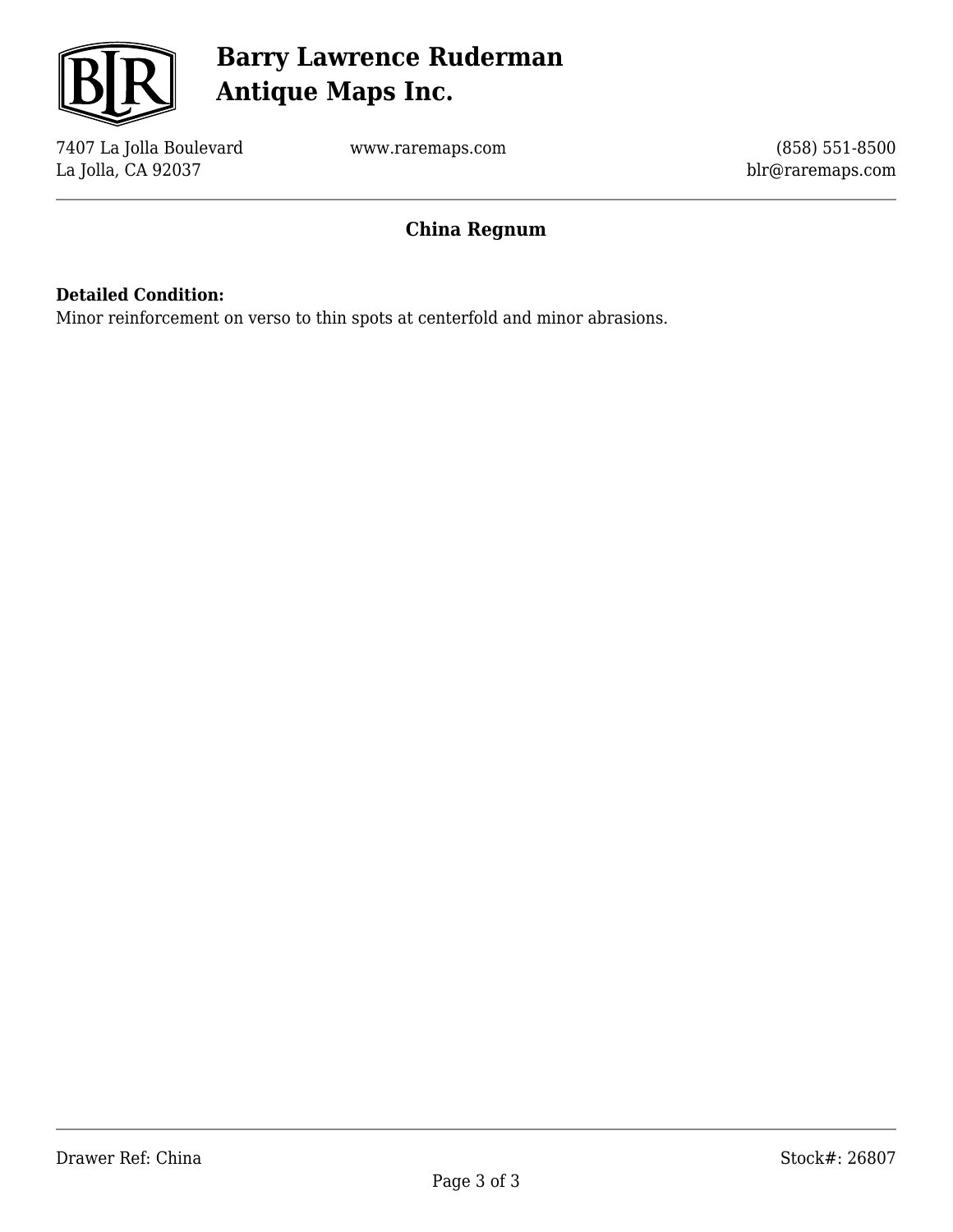## China Regnum

**Detailed Condition:**

Minor reinforcement on verso to thin spots at centerfold and minor abrasions.